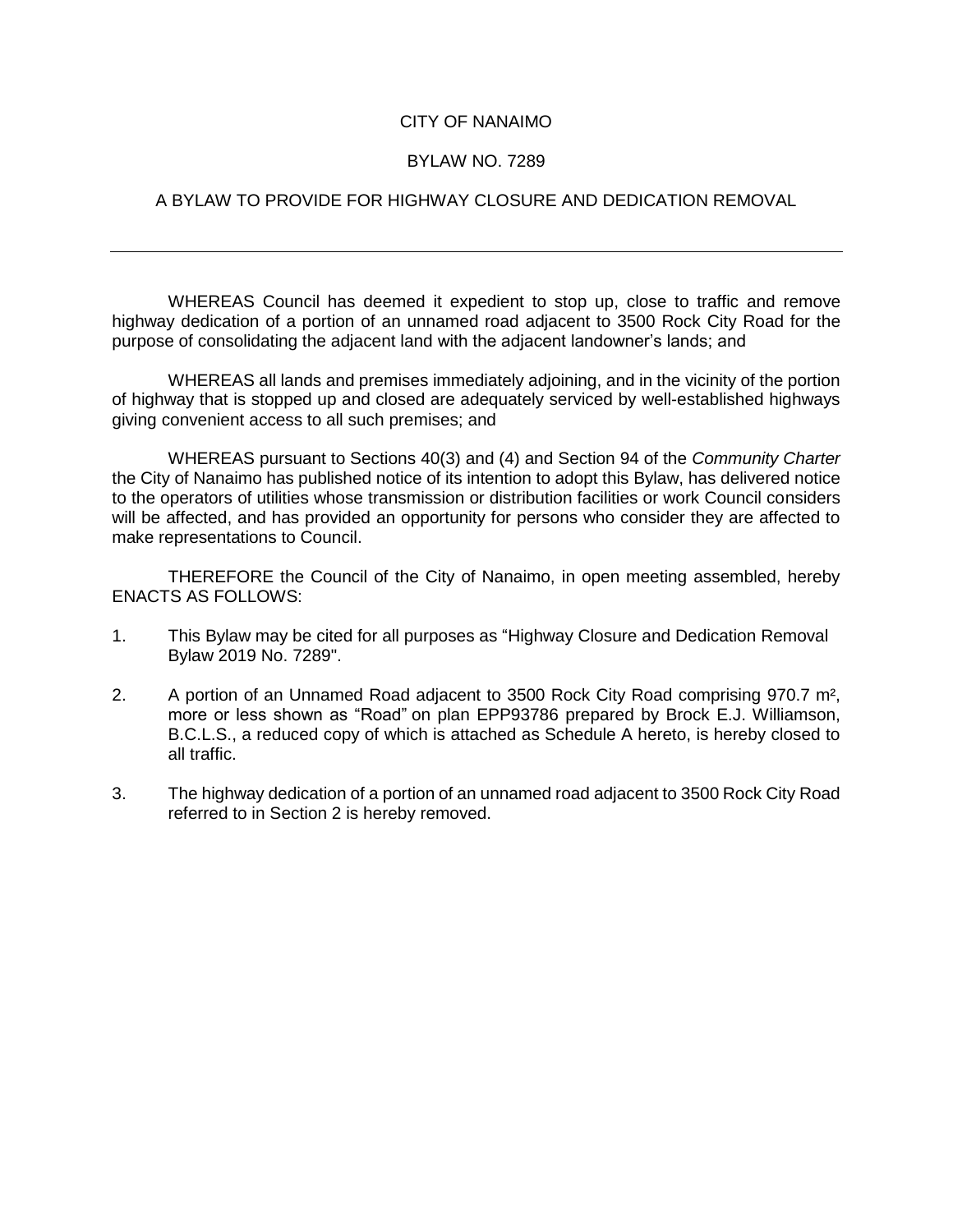# CITY OF NANAIMO

## BYLAW NO. 7289

## A BYLAW TO PROVIDE FOR HIGHWAY CLOSURE AND DEDICATION REMOVAL

---

WHEREAS Council has deemed it expedient to stop up, close to traffic and remove highway dedication of a portion of an unnamed road adjacent to 3500 Rock City Road for the purpose of consolidating the adjacent land with the adjacent landowner's lands; and

WHEREAS all lands and premises immediately adjoining, and in the vicinity of the portion of highway that is stopped up and closed are adequately serviced by well-established highways giving convenient access to all such premises; and

WHEREAS pursuant to Sections 40(3) and (4) and Section 94 of the *Community Charter* the City of Nanaimo has published notice of its intention to adopt this Bylaw, has delivered notice to the operators of utilities whose transmission or distribution facilities or work Council considers will be affected, and has provided an opportunity for persons who consider they are affected to make representations to Council.

THEREFORE the Council of the City of Nanaimo, in open meeting assembled, hereby ENACTS AS FOLLOWS:

1. This Bylaw may be cited for all purposes as "Highway Closure and Dedication Removal Bylaw 2019 No. 7289".

2. A portion of an Unnamed Road adjacent to 3500 Rock City Road comprising 970.7 m², more or less shown as "Road" on plan EPP93786 prepared by Brock E.J. Williamson, B.C.L.S., a reduced copy of which is attached as Schedule A hereto, is hereby closed to all traffic.

3. The highway dedication of a portion of an unnamed road adjacent to 3500 Rock City Road referred to in Section 2 is hereby removed.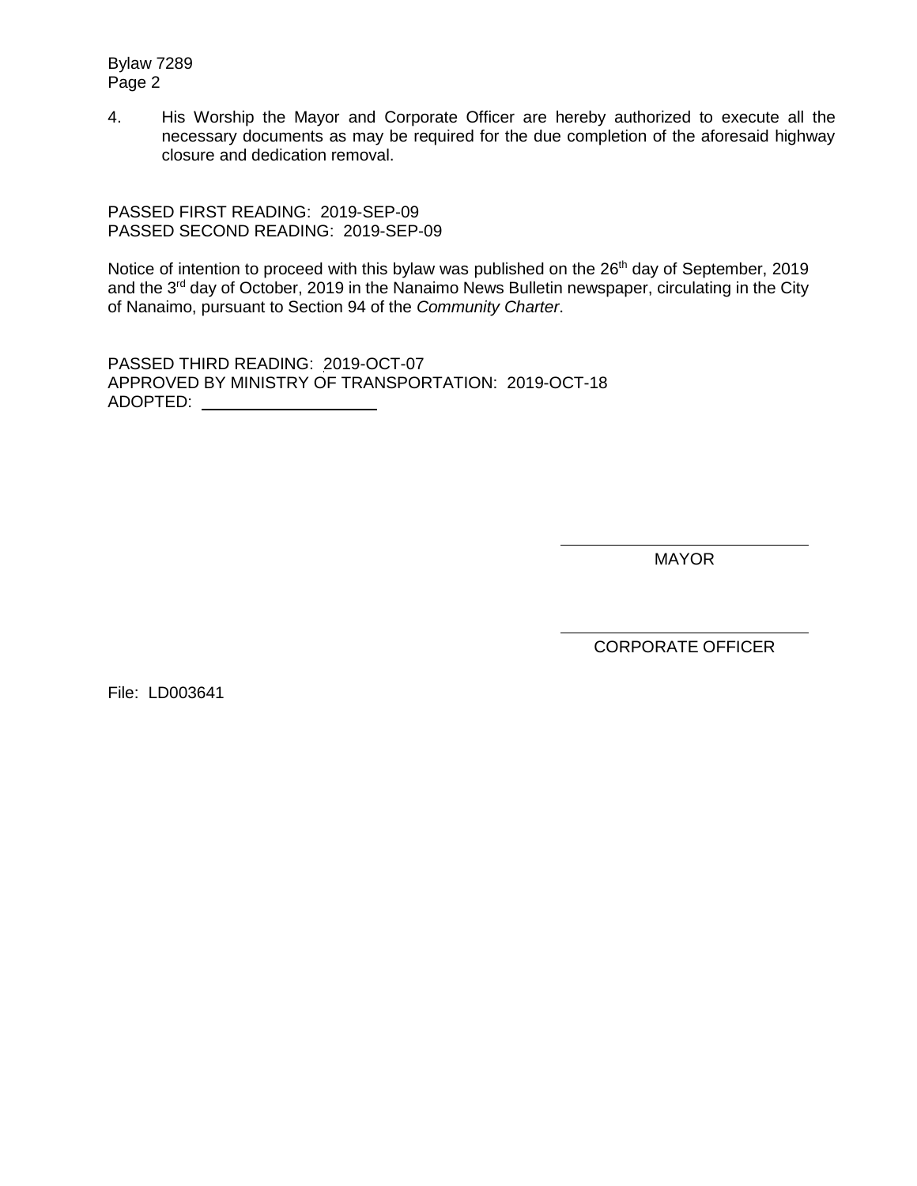4. His Worship the Mayor and Corporate Officer are hereby authorized to execute all the necessary documents as may be required for the due completion of the aforesaid highway closure and dedication removal.

PASSED FIRST READING: 2019-SEP-09
PASSED SECOND READING: 2019-SEP-09

Notice of intention to proceed with this bylaw was published on the 26th day of September, 2019 and the 3rd day of October, 2019 in the Nanaimo News Bulletin newspaper, circulating in the City of Nanaimo, pursuant to Section 94 of the *Community Charter*.

PASSED THIRD READING: 2019-OCT-07
APPROVED BY MINISTRY OF TRANSPORTATION: 2019-OCT-18
ADOPTED: ____________________

\_\_\_\_\_\_\_\_\_\_\_\_\_\_\_\_\_\_\_\_\_\_\_\_\_\_
MAYOR

\_\_\_\_\_\_\_\_\_\_\_\_\_\_\_\_\_\_\_\_\_\_\_\_\_\_
CORPORATE OFFICER

File: LD003641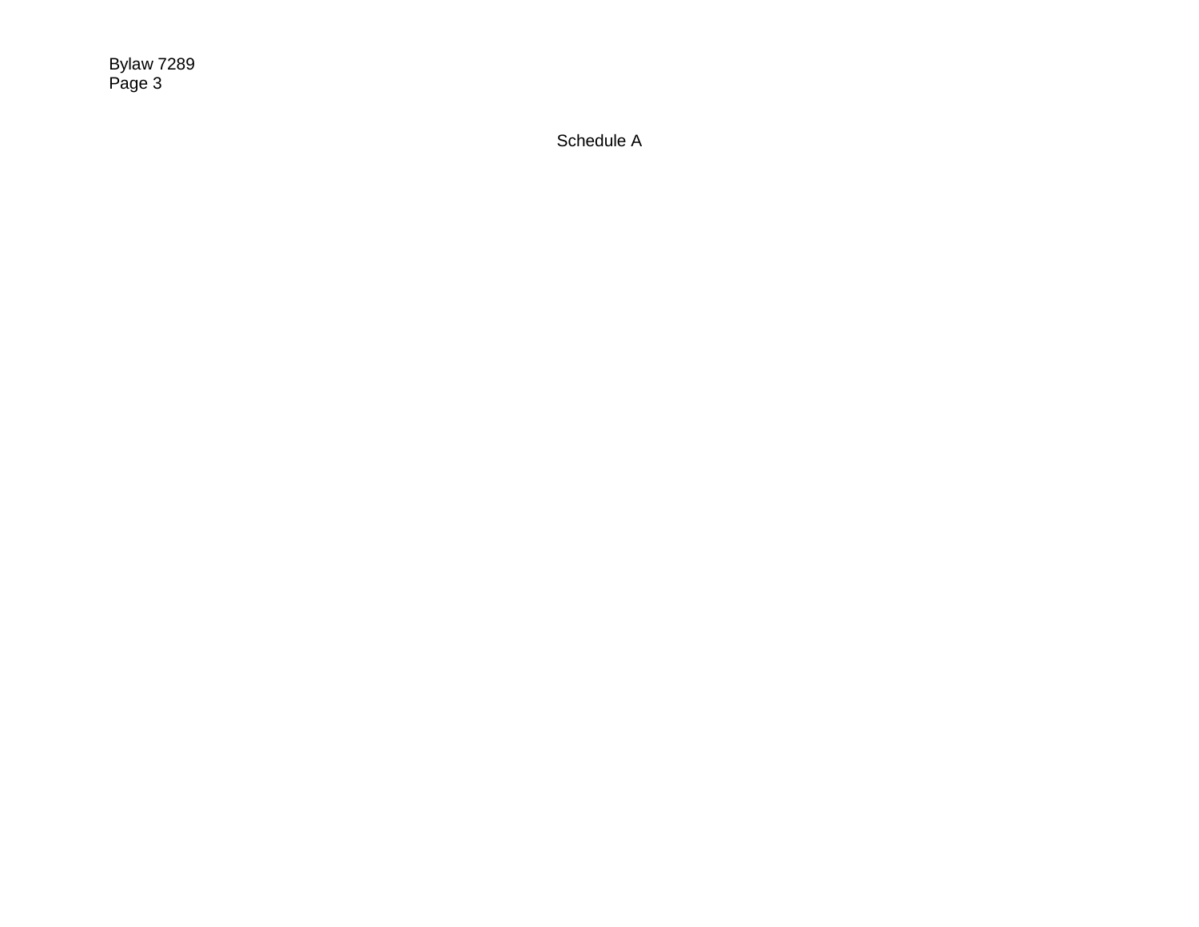Schedule A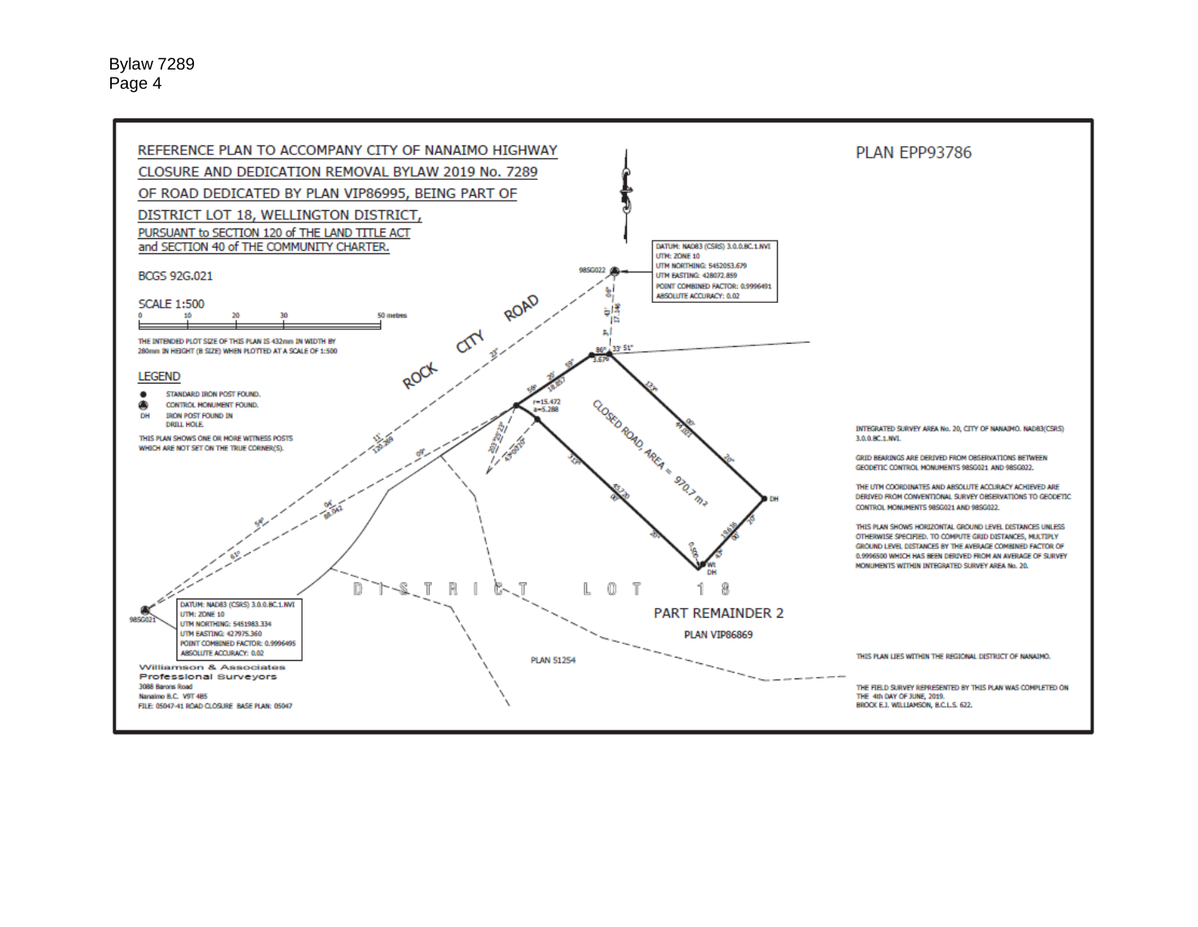REFERENCE PLAN TO ACCOMPANY CITY OF NANAIMO HIGHWAY CLOSURE AND DEDICATION REMOVAL BYLAW 2019 No. 7289 OF ROAD DEDICATED BY PLAN VIP86995, BEING PART OF DISTRICT LOT 18, WELLINGTON DISTRICT, PURSUANT to SECTION 120 of THE LAND TITLE ACT and SECTION 40 of THE COMMUNITY CHARTER.

PLAN EPP93786

BCGS 92G.021

SCALE 1:500

0 10 20 30 50 metres

THE INTENDED PLOT SIZE OF THIS PLAN IS 432mm IN WIDTH BY 280mm IN HEIGHT (B SIZE) WHEN PLOTTED AT A SCALE OF 1:500

LEGEND

- STANDARD IRON POST FOUND.
- CONTROL MONUMENT FOUND.
- DH IRON POST FOUND IN DRILL HOLE.

THIS PLAN SHOWS ONE OR MORE WITNESS POSTS WHICH ARE NOT SET ON THE TRUE CORNER(S).

DATUM: NAD83 (CSRS) 3.0.0.BC.1.NVI
UTM: ZONE 10
UTM NORTHING: 5452053.679
UTM EASTING: 428072.859
POINT COMBINED FACTOR: 0.9996491
ABSOLUTE ACCURACY: 0.02

98SG022

ROCK CITY ROAD

CLOSED ROAD, AREA = 970.7 m²

DISTRICT LOT 18

PART REMAINDER 2

PLAN VIP86869

PLAN 51254

98SG021

DATUM: NAD83 (CSRS) 3.0.0.BC.1.NVI
UTM: ZONE 10
UTM NORTHING: 5451983.334
UTM EASTING: 427975.360
POINT COMBINED FACTOR: 0.9996495
ABSOLUTE ACCURACY: 0.02

Williamson & Associates
Professional Surveyors
3088 Barons Road
Nanaimo B.C. V9T 4B5
FILE: 05047-41 ROAD CLOSURE BASE PLAN: 05047

INTEGRATED SURVEY AREA No. 20, CITY OF NANAIMO. NAD83(CSRS) 3.0.0.BC.1.NVI.

GRID BEARINGS ARE DERIVED FROM OBSERVATIONS BETWEEN GEODETIC CONTROL MONUMENTS 98SG021 AND 98SG022.

THE UTM COORDINATES AND ABSOLUTE ACCURACY ACHIEVED ARE DERIVED FROM CONVENTIONAL SURVEY OBSERVATIONS TO GEODETIC CONTROL MONUMENTS 98SG021 AND 98SG022.

THIS PLAN SHOWS HORIZONTAL GROUND LEVEL DISTANCES UNLESS OTHERWISE SPECIFIED. TO COMPUTE GRID DISTANCES, MULTIPLY GROUND LEVEL DISTANCES BY THE AVERAGE COMBINED FACTOR OF 0.9996500 WHICH HAS BEEN DERIVED FROM AN AVERAGE OF SURVEY MONUMENTS WITHIN INTEGRATED SURVEY AREA No. 20.

THIS PLAN LIES WITHIN THE REGIONAL DISTRICT OF NANAIMO.

THE FIELD SURVEY REPRESENTED BY THIS PLAN WAS COMPLETED ON THE 4th DAY OF JUNE, 2019.
BROCK E.J. WILLIAMSON, B.C.L.S. 622.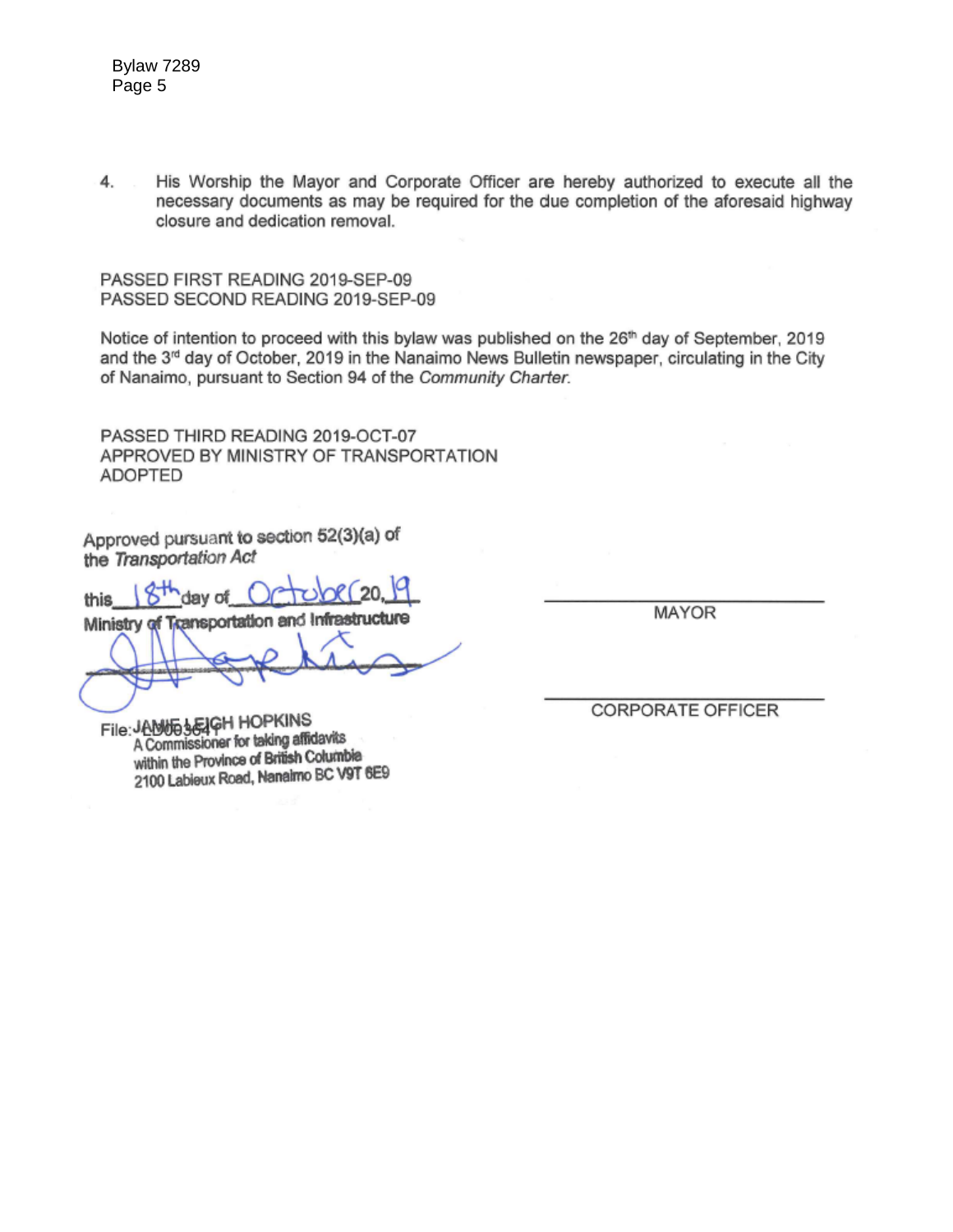Bylaw 7289

4. His Worship the Mayor and Corporate Officer are hereby authorized to execute all the necessary documents as may be required for the due completion of the aforesaid highway closure and dedication removal.

PASSED FIRST READING 2019-SEP-09
PASSED SECOND READING 2019-SEP-09

Notice of intention to proceed with this bylaw was published on the 26th day of September, 2019 and the 3rd day of October, 2019 in the Nanaimo News Bulletin newspaper, circulating in the City of Nanaimo, pursuant to Section 94 of the *Community Charter*.

PASSED THIRD READING 2019-OCT-07
APPROVED BY MINISTRY OF TRANSPORTATION
ADOPTED

Approved pursuant to section 52(3)(a) of the *Transportation Act*

this 18th day of October 20, 19
Ministry of Transportation and Infrastructure

File: LD003641

JAMIE LEIGH HOPKINS
A Commissioner for taking affidavits
within the Province of British Columbia
2100 Labieux Road, Nanaimo BC V9T 6E9

MAYOR

CORPORATE OFFICER